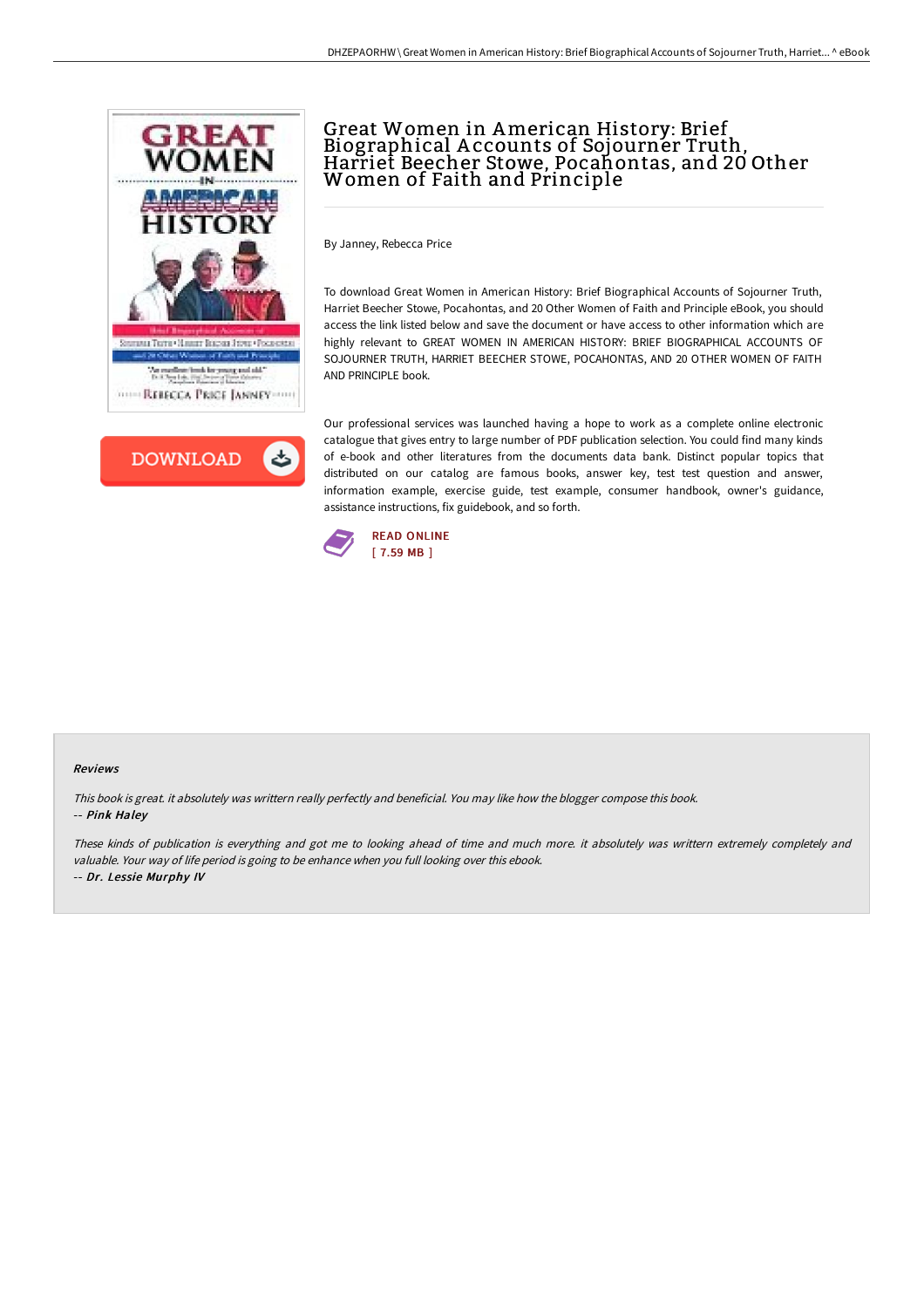# Great Women in American History: Brief Biographical Accounts of Sojourner Truth, Harriet Beecher Stowe, Pocahontas, and 20 Other Women of Faith and Principle

By Janney, Rebecca Price

To download Great Women in American History: Brief Biographical Accounts of Sojourner Truth, Harriet Beecher Stowe, Pocahontas, and 20 Other Women of Faith and Principle eBook, you should access the link listed below and save the document or have access to other information which are highly relevant to GREAT WOMEN IN AMERICAN HISTORY: BRIEF BIOGRAPHICAL ACCOUNTS OF SOJOURNER TRUTH, HARRIET BEECHER STOWE, POCAHONTAS, AND 20 OTHER WOMEN OF FAITH AND PRINCIPLE book.

Our professional services was launched having a hope to work as a complete online electronic catalogue that gives entry to large number of PDF publication selection. You could find many kinds of e-book and other literatures from the documents data bank. Distinct popular topics that distributed on our catalog are famous books, answer key, test test question and answer, information example, exercise guide, test example, consumer handbook, owner's guidance, assistance instructions, fix guidebook, and so forth.

READ ONLINE
[ 7.59 MB ]

## Reviews

*This book is great. it absolutely was writtern really perfectly and beneficial. You may like how the blogger compose this book.*

-- *Pink Haley*

*These kinds of publication is everything and got me to looking ahead of time and much more. it absolutely was writtern extremely completely and valuable. Your way of life period is going to be enhance when you full looking over this ebook.*

-- *Dr. Lessie Murphy IV*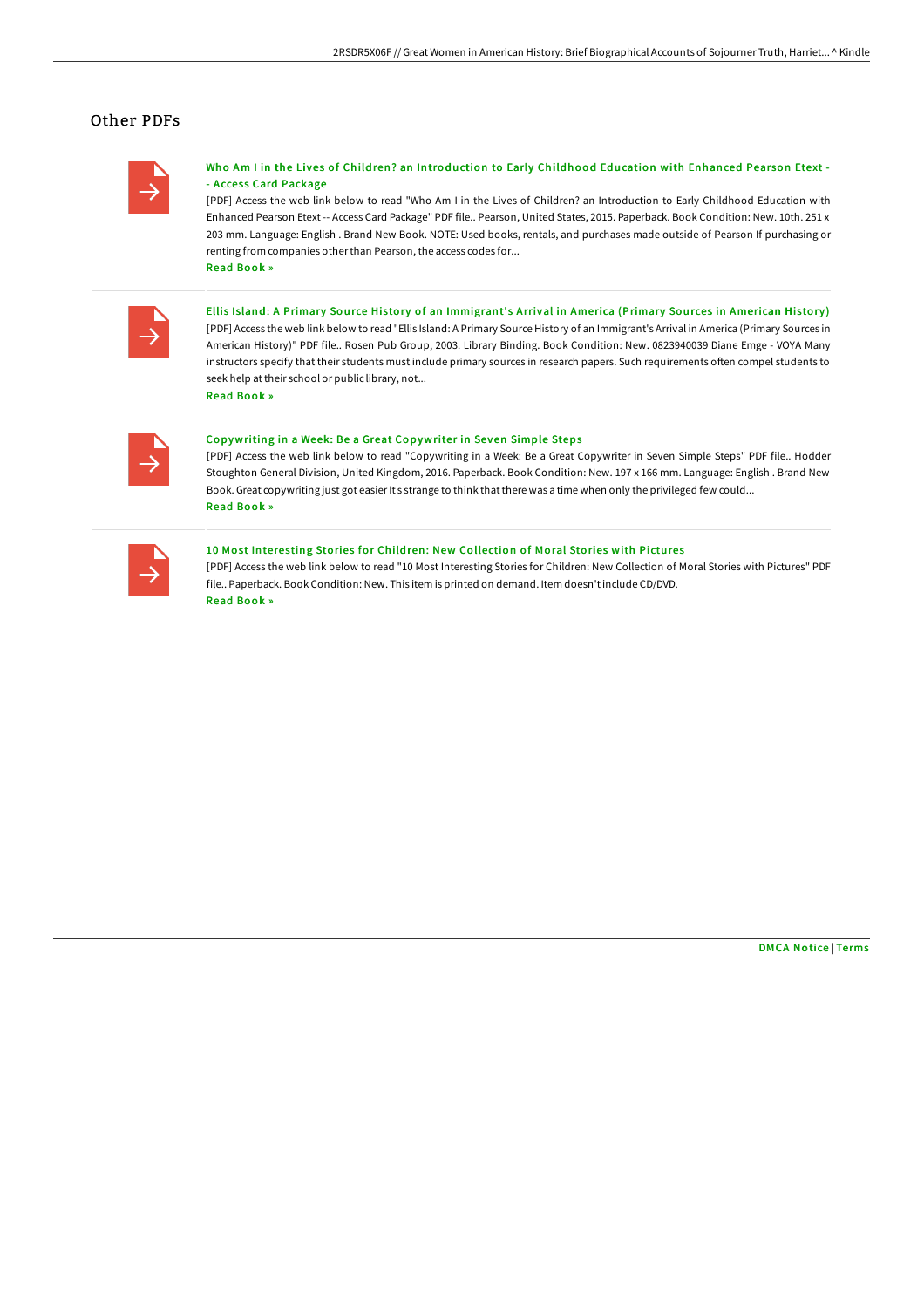## Other PDFs

### Who Am I in the Lives of Children? an Introduction to Early Childhood Education with Enhanced Pearson Etext -- Access Card Package

[PDF] Access the web link below to read "Who Am I in the Lives of Children? an Introduction to Early Childhood Education with Enhanced Pearson Etext -- Access Card Package" PDF file.. Pearson, United States, 2015. Paperback. Book Condition: New. 10th. 251 x 203 mm. Language: English . Brand New Book. NOTE: Used books, rentals, and purchases made outside of Pearson If purchasing or renting from companies other than Pearson, the access codes for...

Read Book »

### Ellis Island: A Primary Source History of an Immigrant's Arrival in America (Primary Sources in American History)

[PDF] Access the web link below to read "Ellis Island: A Primary Source History of an Immigrant's Arrival in America (Primary Sources in American History)" PDF file.. Rosen Pub Group, 2003. Library Binding. Book Condition: New. 0823940039 Diane Emge - VOYA Many instructors specify that their students must include primary sources in research papers. Such requirements often compel students to seek help at their school or public library, not...

Read Book »

### Copywriting in a Week: Be a Great Copywriter in Seven Simple Steps

[PDF] Access the web link below to read "Copywriting in a Week: Be a Great Copywriter in Seven Simple Steps" PDF file.. Hodder Stoughton General Division, United Kingdom, 2016. Paperback. Book Condition: New. 197 x 166 mm. Language: English . Brand New Book. Great copywriting just got easier It s strange to think that there was a time when only the privileged few could...

Read Book »

### 10 Most Interesting Stories for Children: New Collection of Moral Stories with Pictures

[PDF] Access the web link below to read "10 Most Interesting Stories for Children: New Collection of Moral Stories with Pictures" PDF file.. Paperback. Book Condition: New. This item is printed on demand. Item doesn't include CD/DVD.

Read Book »

DMCA Notice | Terms